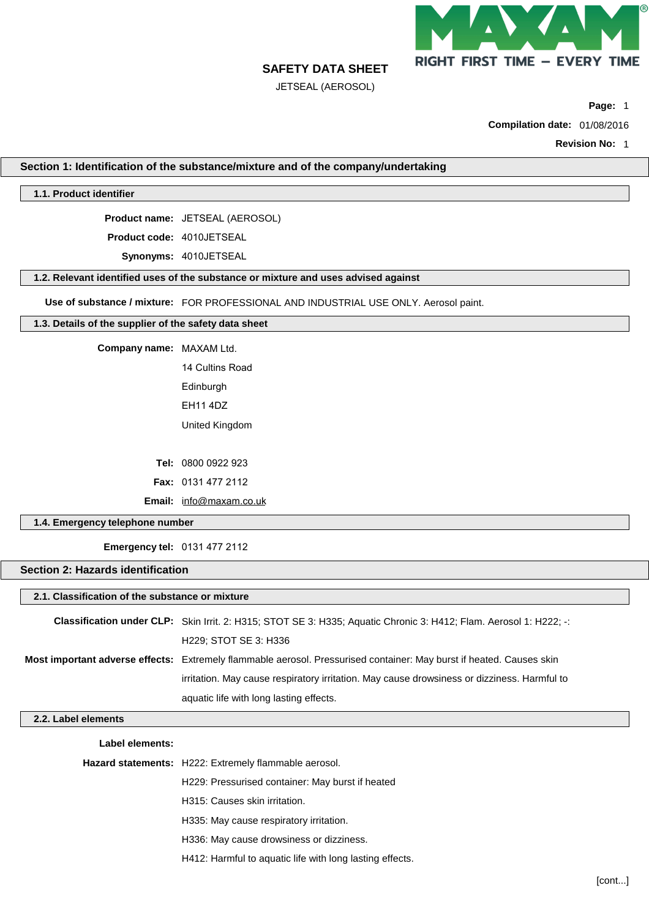# SAFETY DATA SHEET

JETSEAL (AEROSOL)

**Compilation date:** 01/08/2016

**Revision No:** 1

## Section 1: Identification of the substance/mixture and of the company/undertaking

### 1.1. Product identifier

**Product name:** JETSEAL (AEROSOL)

**Product code:** 4010JETSEAL

**Synonyms:** 4010JETSEAL

### 1.2. Relevant identified uses of the substance or mixture and uses advised against

**Use of substance / mixture:** FOR PROFESSIONAL AND INDUSTRIAL USE ONLY. Aerosol paint.

### 1.3. Details of the supplier of the safety data sheet

**Company name:** MAXAM Ltd.
14 Cultins Road
Edinburgh
EH11 4DZ
United Kingdom

**Tel:** 0800 0922 923

**Fax:** 0131 477 2112

**Email:** info@maxam.co.uk

### 1.4. Emergency telephone number

**Emergency tel:** 0131 477 2112

## Section 2: Hazards identification

### 2.1. Classification of the substance or mixture

**Classification under CLP:** Skin Irrit. 2: H315; STOT SE 3: H335; Aquatic Chronic 3: H412; Flam. Aerosol 1: H222; -: H229; STOT SE 3: H336

**Most important adverse effects:** Extremely flammable aerosol. Pressurised container: May burst if heated. Causes skin irritation. May cause respiratory irritation. May cause drowsiness or dizziness. Harmful to aquatic life with long lasting effects.

### 2.2. Label elements

**Label elements:**

**Hazard statements:**
H222: Extremely flammable aerosol.
H229: Pressurised container: May burst if heated
H315: Causes skin irritation.
H335: May cause respiratory irritation.
H336: May cause drowsiness or dizziness.
H412: Harmful to aquatic life with long lasting effects.

[cont...]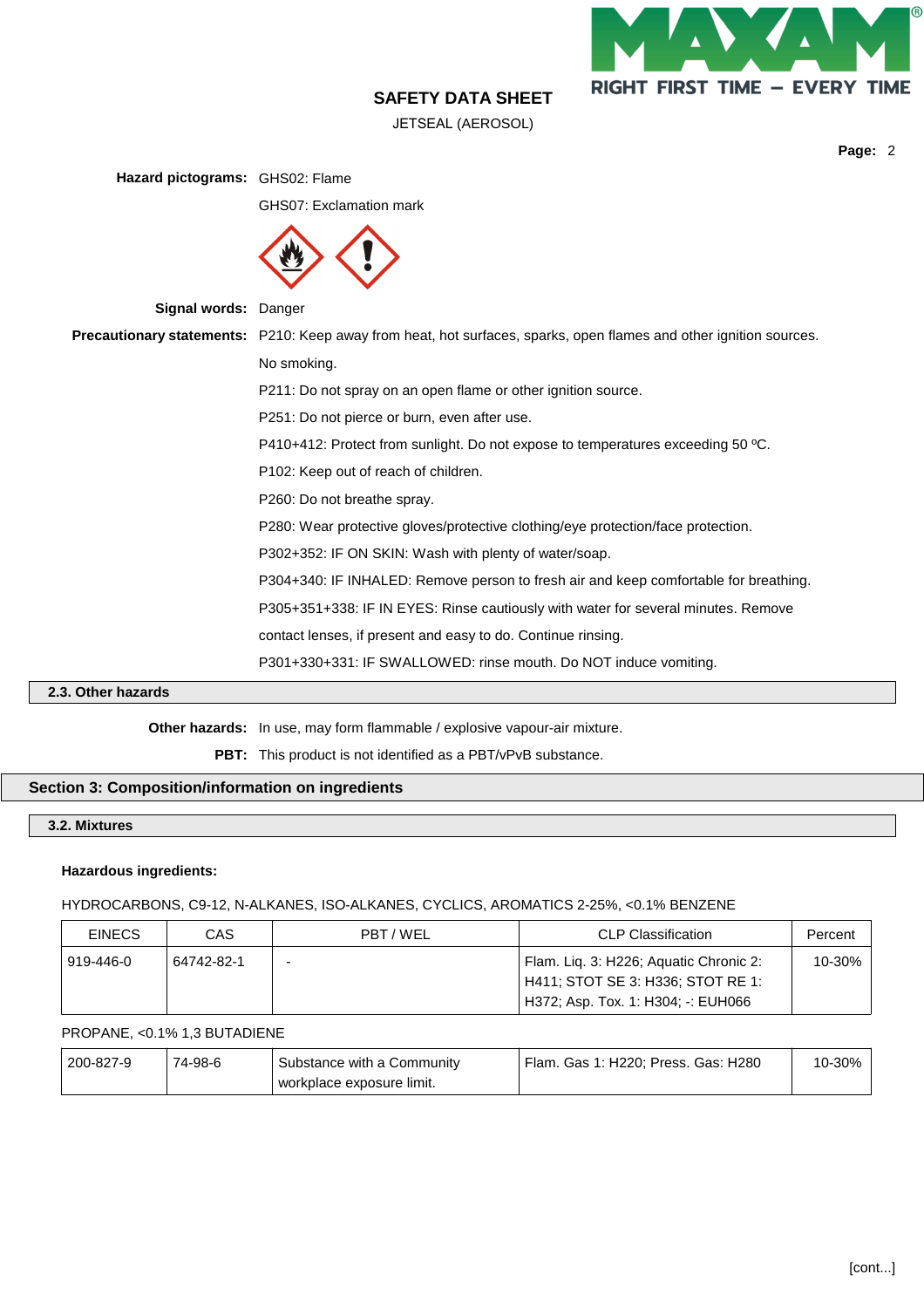**Hazard pictograms:** GHS02: Flame

GHS07: Exclamation mark

**Signal words:** Danger

**Precautionary statements:** P210: Keep away from heat, hot surfaces, sparks, open flames and other ignition sources. No smoking.

P211: Do not spray on an open flame or other ignition source.

P251: Do not pierce or burn, even after use.

P410+412: Protect from sunlight. Do not expose to temperatures exceeding 50 ºC.

P102: Keep out of reach of children.

P260: Do not breathe spray.

P280: Wear protective gloves/protective clothing/eye protection/face protection.

P302+352: IF ON SKIN: Wash with plenty of water/soap.

P304+340: IF INHALED: Remove person to fresh air and keep comfortable for breathing.

P305+351+338: IF IN EYES: Rinse cautiously with water for several minutes. Remove contact lenses, if present and easy to do. Continue rinsing.

P301+330+331: IF SWALLOWED: rinse mouth. Do NOT induce vomiting.

### 2.3. Other hazards

**Other hazards:** In use, may form flammable / explosive vapour-air mixture.

**PBT:** This product is not identified as a PBT/vPvB substance.

## Section 3: Composition/information on ingredients

### 3.2. Mixtures

**Hazardous ingredients:**

HYDROCARBONS, C9-12, N-ALKANES, ISO-ALKANES, CYCLICS, AROMATICS 2-25%, <0.1% BENZENE

| EINECS | CAS | PBT / WEL | CLP Classification | Percent |
|---|---|---|---|---|
| 919-446-0 | 64742-82-1 | - | Flam. Liq. 3: H226; Aquatic Chronic 2: H411; STOT SE 3: H336; STOT RE 1: H372; Asp. Tox. 1: H304; -: EUH066 | 10-30% |

PROPANE, <0.1% 1,3 BUTADIENE

| EINECS | CAS | PBT / WEL | CLP Classification | Percent |
|---|---|---|---|---|
| 200-827-9 | 74-98-6 | Substance with a Community workplace exposure limit. | Flam. Gas 1: H220; Press. Gas: H280 | 10-30% |

[cont...]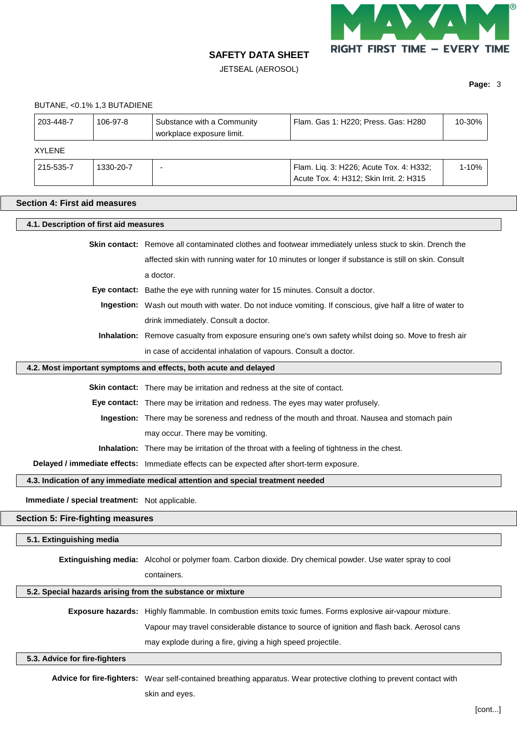BUTANE, <0.1% 1,3 BUTADIENE

| | | | | |
|---|---|---|---|---|
| 203-448-7 | 106-97-8 | Substance with a Community workplace exposure limit. | Flam. Gas 1: H220; Press. Gas: H280 | 10-30% |

XYLENE

| | | | | |
|---|---|---|---|---|
| 215-535-7 | 1330-20-7 | - | Flam. Liq. 3: H226; Acute Tox. 4: H332; Acute Tox. 4: H312; Skin Irrit. 2: H315 | 1-10% |

## Section 4: First aid measures

### 4.1. Description of first aid measures

**Skin contact:** Remove all contaminated clothes and footwear immediately unless stuck to skin. Drench the affected skin with running water for 10 minutes or longer if substance is still on skin. Consult a doctor.

**Eye contact:** Bathe the eye with running water for 15 minutes. Consult a doctor.

**Ingestion:** Wash out mouth with water. Do not induce vomiting. If conscious, give half a litre of water to drink immediately. Consult a doctor.

**Inhalation:** Remove casualty from exposure ensuring one's own safety whilst doing so. Move to fresh air in case of accidental inhalation of vapours. Consult a doctor.

### 4.2. Most important symptoms and effects, both acute and delayed

**Skin contact:** There may be irritation and redness at the site of contact.

**Eye contact:** There may be irritation and redness. The eyes may water profusely.

**Ingestion:** There may be soreness and redness of the mouth and throat. Nausea and stomach pain may occur. There may be vomiting.

**Inhalation:** There may be irritation of the throat with a feeling of tightness in the chest.

**Delayed / immediate effects:** Immediate effects can be expected after short-term exposure.

### 4.3. Indication of any immediate medical attention and special treatment needed

**Immediate / special treatment:** Not applicable.

## Section 5: Fire-fighting measures

### 5.1. Extinguishing media

**Extinguishing media:** Alcohol or polymer foam. Carbon dioxide. Dry chemical powder. Use water spray to cool containers.

### 5.2. Special hazards arising from the substance or mixture

**Exposure hazards:** Highly flammable. In combustion emits toxic fumes. Forms explosive air-vapour mixture. Vapour may travel considerable distance to source of ignition and flash back. Aerosol cans may explode during a fire, giving a high speed projectile.

### 5.3. Advice for fire-fighters

**Advice for fire-fighters:** Wear self-contained breathing apparatus. Wear protective clothing to prevent contact with skin and eyes.

[cont...]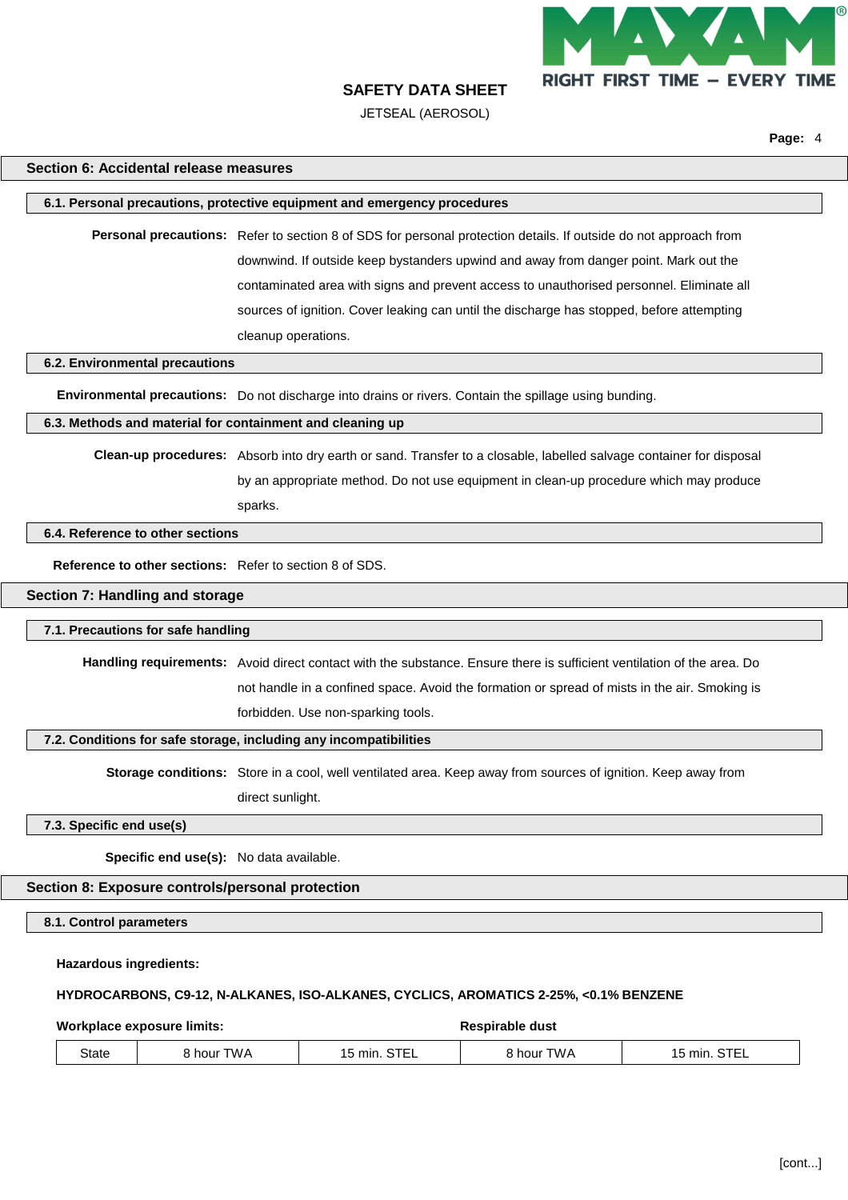## Section 6: Accidental release measures

### 6.1. Personal precautions, protective equipment and emergency procedures

**Personal precautions:** Refer to section 8 of SDS for personal protection details. If outside do not approach from downwind. If outside keep bystanders upwind and away from danger point. Mark out the contaminated area with signs and prevent access to unauthorised personnel. Eliminate all sources of ignition. Cover leaking can until the discharge has stopped, before attempting cleanup operations.

### 6.2. Environmental precautions

**Environmental precautions:** Do not discharge into drains or rivers. Contain the spillage using bunding.

### 6.3. Methods and material for containment and cleaning up

**Clean-up procedures:** Absorb into dry earth or sand. Transfer to a closable, labelled salvage container for disposal by an appropriate method. Do not use equipment in clean-up procedure which may produce sparks.

### 6.4. Reference to other sections

**Reference to other sections:** Refer to section 8 of SDS.

## Section 7: Handling and storage

### 7.1. Precautions for safe handling

**Handling requirements:** Avoid direct contact with the substance. Ensure there is sufficient ventilation of the area. Do not handle in a confined space. Avoid the formation or spread of mists in the air. Smoking is forbidden. Use non-sparking tools.

### 7.2. Conditions for safe storage, including any incompatibilities

**Storage conditions:** Store in a cool, well ventilated area. Keep away from sources of ignition. Keep away from direct sunlight.

### 7.3. Specific end use(s)

**Specific end use(s):** No data available.

## Section 8: Exposure controls/personal protection

### 8.1. Control parameters

**Hazardous ingredients:**

**HYDROCARBONS, C9-12, N-ALKANES, ISO-ALKANES, CYCLICS, AROMATICS 2-25%, <0.1% BENZENE**

| **Workplace exposure limits:** | | | **Respirable dust** | |
|---|---|---|---|---|
| State | 8 hour TWA | 15 min. STEL | 8 hour TWA | 15 min. STEL |

[cont...]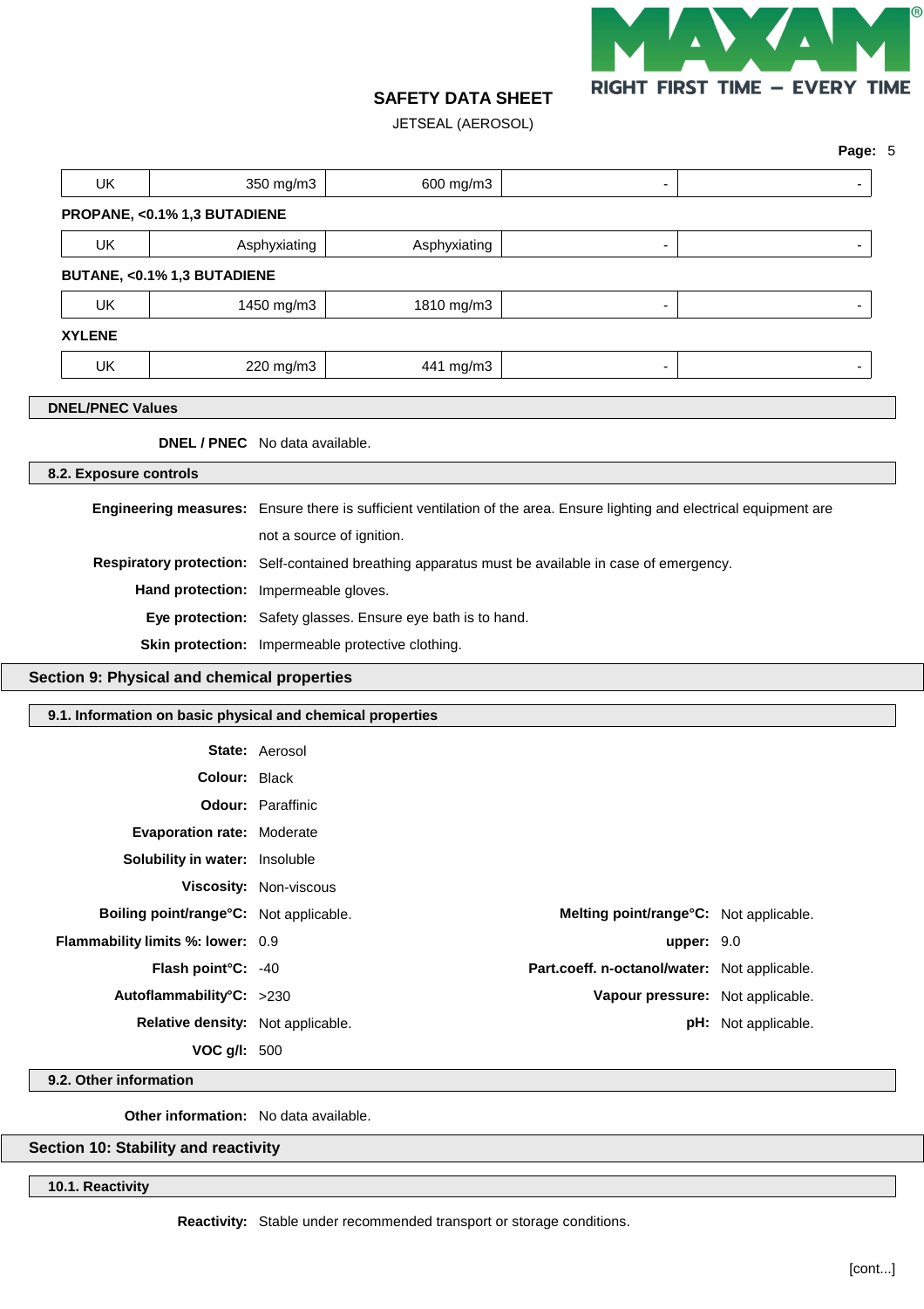| UK | 350 mg/m3 | 600 mg/m3 | - | - |
|---|---|---|---|---|

**PROPANE, <0.1% 1,3 BUTADIENE**

| UK | Asphyxiating | Asphyxiating | - | - |
|---|---|---|---|---|

**BUTANE, <0.1% 1,3 BUTADIENE**

| UK | 1450 mg/m3 | 1810 mg/m3 | - | - |
|---|---|---|---|---|

**XYLENE**

| UK | 220 mg/m3 | 441 mg/m3 | - | - |
|---|---|---|---|---|

### DNEL/PNEC Values

**DNEL / PNEC** No data available.

### 8.2. Exposure controls

**Engineering measures:** Ensure there is sufficient ventilation of the area. Ensure lighting and electrical equipment are not a source of ignition.

**Respiratory protection:** Self-contained breathing apparatus must be available in case of emergency.

**Hand protection:** Impermeable gloves.

**Eye protection:** Safety glasses. Ensure eye bath is to hand.

**Skin protection:** Impermeable protective clothing.

## Section 9: Physical and chemical properties

### 9.1. Information on basic physical and chemical properties

**State:** Aerosol

**Colour:** Black

**Odour:** Paraffinic

**Evaporation rate:** Moderate

**Solubility in water:** Insoluble

**Viscosity:** Non-viscous

**Boiling point/range°C:** Not applicable. **Melting point/range°C:** Not applicable.

**Flammability limits %: lower:** 0.9 **upper:** 9.0

**Flash point°C:** -40 **Part.coeff. n-octanol/water:** Not applicable.

**Autoflammability°C:** >230 **Vapour pressure:** Not applicable.

**Relative density:** Not applicable. **pH:** Not applicable.

**VOC g/l:** 500

### 9.2. Other information

**Other information:** No data available.

## Section 10: Stability and reactivity

### 10.1. Reactivity

**Reactivity:** Stable under recommended transport or storage conditions.

[cont...]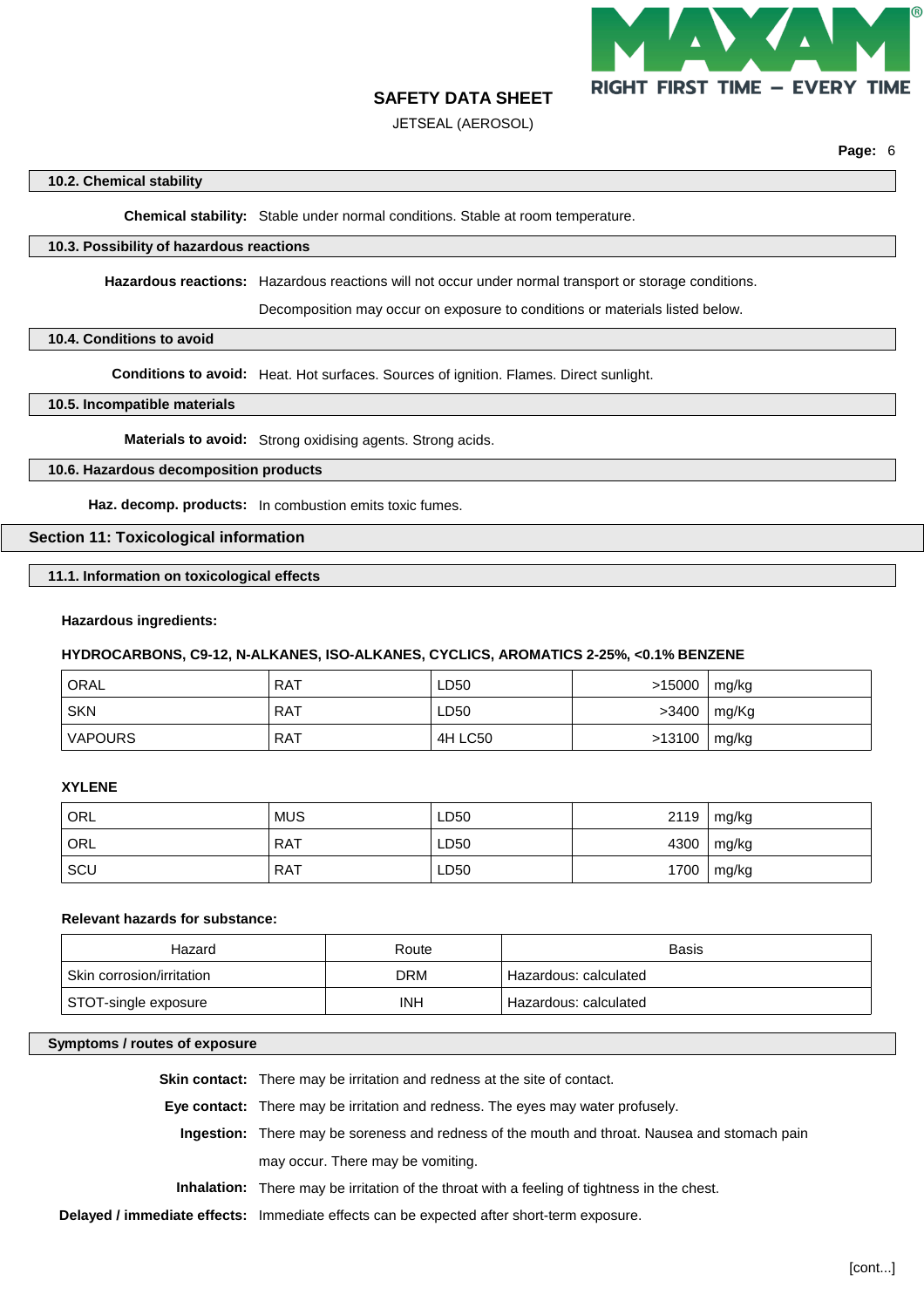### 10.2. Chemical stability

**Chemical stability:** Stable under normal conditions. Stable at room temperature.

### 10.3. Possibility of hazardous reactions

**Hazardous reactions:** Hazardous reactions will not occur under normal transport or storage conditions.

Decomposition may occur on exposure to conditions or materials listed below.

### 10.4. Conditions to avoid

**Conditions to avoid:** Heat. Hot surfaces. Sources of ignition. Flames. Direct sunlight.

### 10.5. Incompatible materials

**Materials to avoid:** Strong oxidising agents. Strong acids.

### 10.6. Hazardous decomposition products

**Haz. decomp. products:** In combustion emits toxic fumes.

## Section 11: Toxicological information

### 11.1. Information on toxicological effects

**Hazardous ingredients:**

**HYDROCARBONS, C9-12, N-ALKANES, ISO-ALKANES, CYCLICS, AROMATICS 2-25%, <0.1% BENZENE**

| | | | | |
|---|---|---|---|---|
| ORAL | RAT | LD50 | >15000 | mg/kg |
| SKN | RAT | LD50 | >3400 | mg/Kg |
| VAPOURS | RAT | 4H LC50 | >13100 | mg/kg |

**XYLENE**

| | | | | |
|---|---|---|---|---|
| ORL | MUS | LD50 | 2119 | mg/kg |
| ORL | RAT | LD50 | 4300 | mg/kg |
| SCU | RAT | LD50 | 1700 | mg/kg |

**Relevant hazards for substance:**

| Hazard | Route | Basis |
|---|---|---|
| Skin corrosion/irritation | DRM | Hazardous: calculated |
| STOT-single exposure | INH | Hazardous: calculated |

### Symptoms / routes of exposure

**Skin contact:** There may be irritation and redness at the site of contact.

**Eye contact:** There may be irritation and redness. The eyes may water profusely.

**Ingestion:** There may be soreness and redness of the mouth and throat. Nausea and stomach pain may occur. There may be vomiting.

**Inhalation:** There may be irritation of the throat with a feeling of tightness in the chest.

**Delayed / immediate effects:** Immediate effects can be expected after short-term exposure.

[cont...]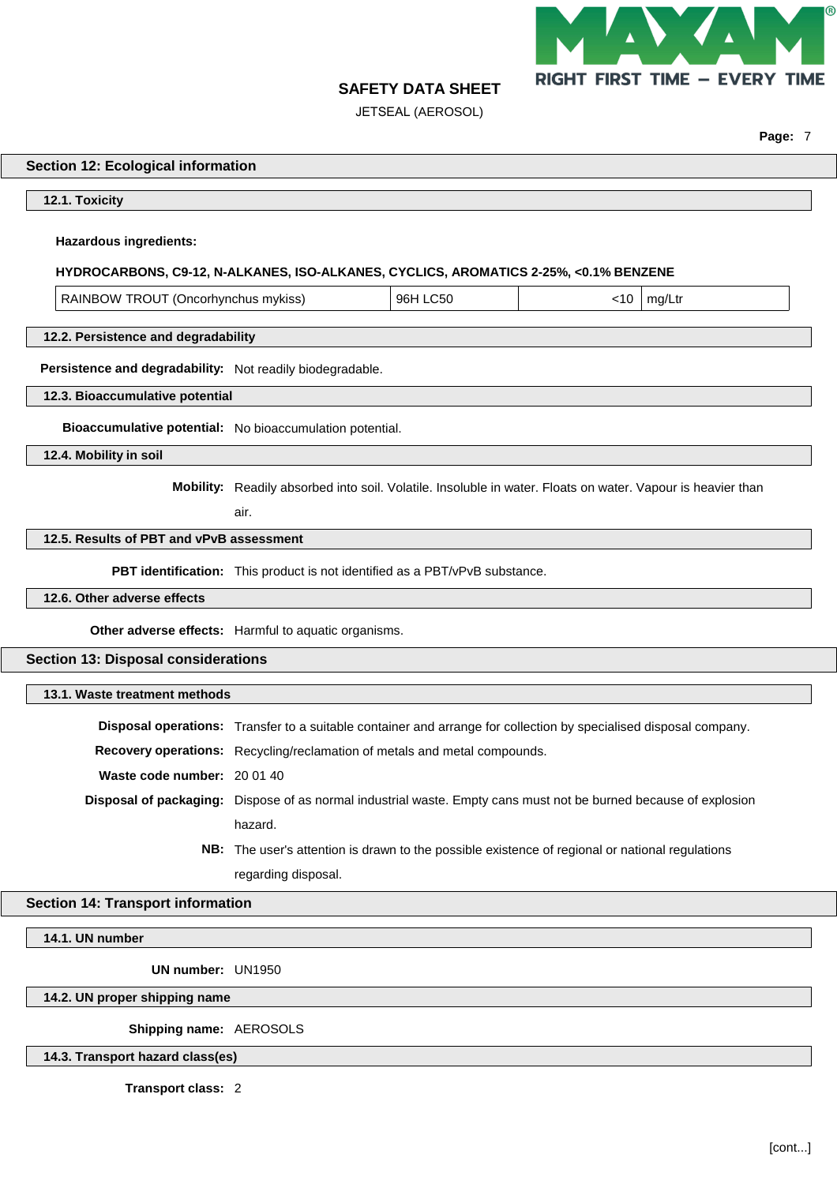## Section 12: Ecological information

### 12.1. Toxicity

**Hazardous ingredients:**

**HYDROCARBONS, C9-12, N-ALKANES, ISO-ALKANES, CYCLICS, AROMATICS 2-25%, <0.1% BENZENE**

| RAINBOW TROUT (Oncorhynchus mykiss) | 96H LC50 | <10 | mg/Ltr |
|---|---|---|---|

### 12.2. Persistence and degradability

**Persistence and degradability:** Not readily biodegradable.

### 12.3. Bioaccumulative potential

**Bioaccumulative potential:** No bioaccumulation potential.

### 12.4. Mobility in soil

**Mobility:** Readily absorbed into soil. Volatile. Insoluble in water. Floats on water. Vapour is heavier than air.

### 12.5. Results of PBT and vPvB assessment

**PBT identification:** This product is not identified as a PBT/vPvB substance.

### 12.6. Other adverse effects

**Other adverse effects:** Harmful to aquatic organisms.

## Section 13: Disposal considerations

### 13.1. Waste treatment methods

**Disposal operations:** Transfer to a suitable container and arrange for collection by specialised disposal company.

**Recovery operations:** Recycling/reclamation of metals and metal compounds.

**Waste code number:** 20 01 40

**Disposal of packaging:** Dispose of as normal industrial waste. Empty cans must not be burned because of explosion hazard.

**NB:** The user's attention is drawn to the possible existence of regional or national regulations regarding disposal.

## Section 14: Transport information

### 14.1. UN number

**UN number:** UN1950

### 14.2. UN proper shipping name

**Shipping name:** AEROSOLS

### 14.3. Transport hazard class(es)

**Transport class:** 2

[cont...]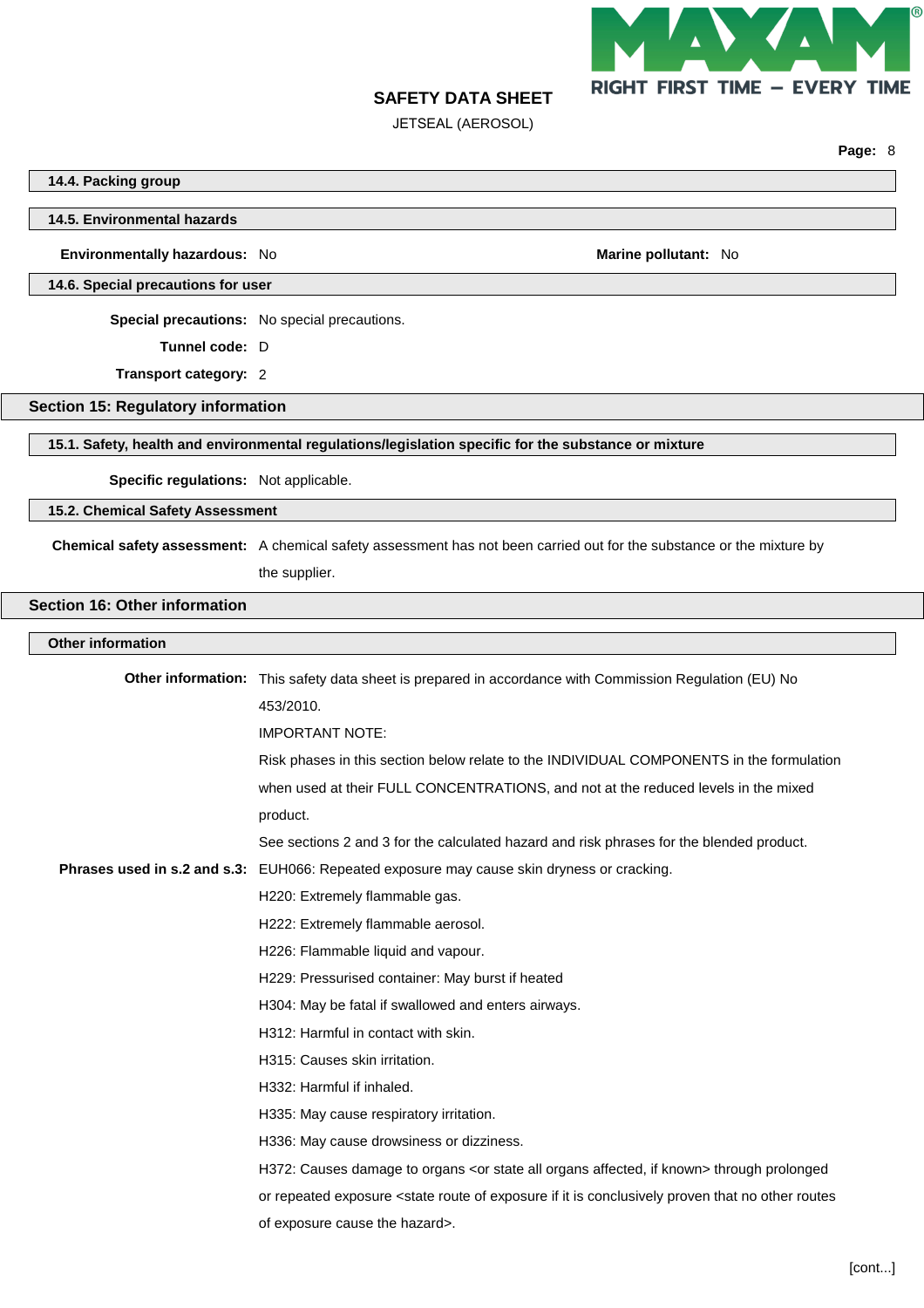### 14.4. Packing group

### 14.5. Environmental hazards

**Environmentally hazardous:** No

**Marine pollutant:** No

### 14.6. Special precautions for user

**Special precautions:** No special precautions.

**Tunnel code:** D

**Transport category:** 2

## Section 15: Regulatory information

### 15.1. Safety, health and environmental regulations/legislation specific for the substance or mixture

**Specific regulations:** Not applicable.

### 15.2. Chemical Safety Assessment

**Chemical safety assessment:** A chemical safety assessment has not been carried out for the substance or the mixture by the supplier.

## Section 16: Other information

### Other information

**Other information:** This safety data sheet is prepared in accordance with Commission Regulation (EU) No 453/2010.

IMPORTANT NOTE:

Risk phases in this section below relate to the INDIVIDUAL COMPONENTS in the formulation when used at their FULL CONCENTRATIONS, and not at the reduced levels in the mixed product.

See sections 2 and 3 for the calculated hazard and risk phrases for the blended product.

**Phrases used in s.2 and s.3:** EUH066: Repeated exposure may cause skin dryness or cracking.

H220: Extremely flammable gas.

H222: Extremely flammable aerosol.

H226: Flammable liquid and vapour.

H229: Pressurised container: May burst if heated

H304: May be fatal if swallowed and enters airways.

H312: Harmful in contact with skin.

H315: Causes skin irritation.

H332: Harmful if inhaled.

H335: May cause respiratory irritation.

H336: May cause drowsiness or dizziness.

H372: Causes damage to organs <or state all organs affected, if known> through prolonged or repeated exposure <state route of exposure if it is conclusively proven that no other routes of exposure cause the hazard>.

[cont...]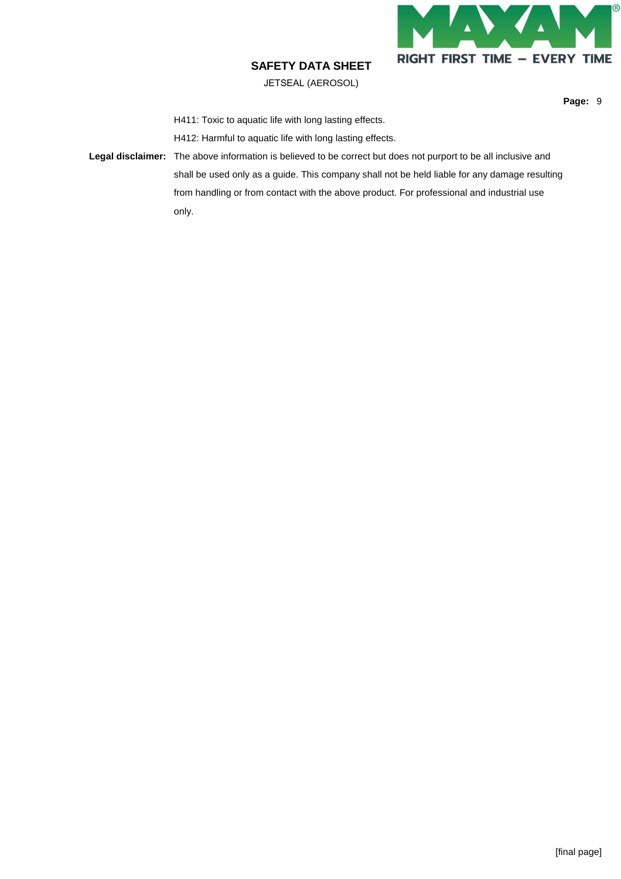H411: Toxic to aquatic life with long lasting effects.

H412: Harmful to aquatic life with long lasting effects.

**Legal disclaimer:** The above information is believed to be correct but does not purport to be all inclusive and shall be used only as a guide. This company shall not be held liable for any damage resulting from handling or from contact with the above product. For professional and industrial use only.

[final page]